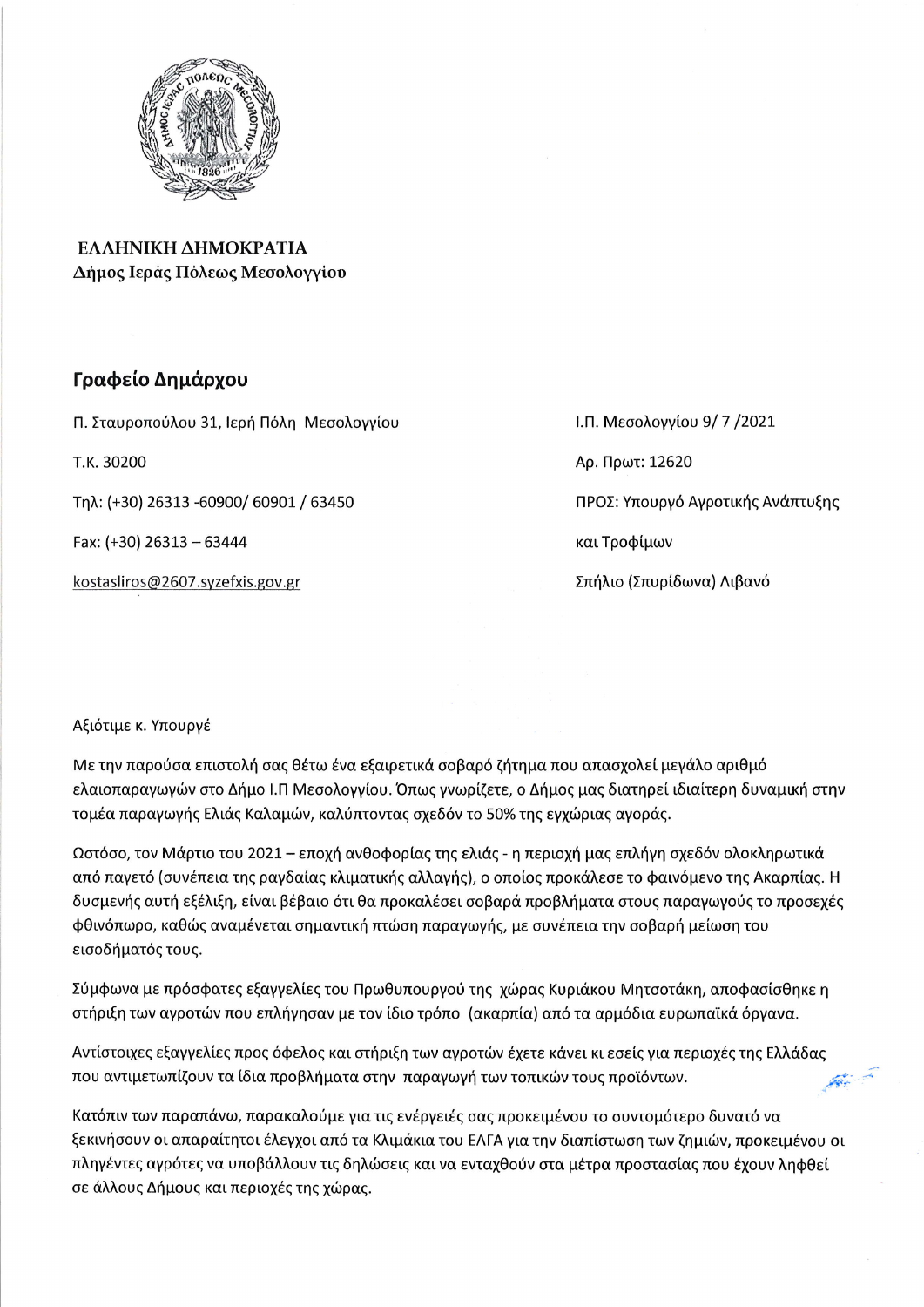**ΕΛΛΗΝΙΚΗ ΔΗΜΟΚΡΑΤΙΑ**
**Δήμος Ιεράς Πόλεως Μεσολογγίου**

## Γραφείο Δημάρχου

Π. Σταυροπούλου 31, Ιερή Πόλη Μεσολογγίου

Τ.Κ. 30200

Τηλ: (+30) 26313 -60900/ 60901 / 63450

Fax: (+30) 26313 – 63444

kostasliros@2607.syzefxis.gov.gr

Ι.Π. Μεσολογγίου 9/ 7 /2021

Αρ. Πρωτ: 12620

ΠΡΟΣ: Υπουργό Αγροτικής Ανάπτυξης

και Τροφίμων

Σπήλιο (Σπυρίδωνα) Λιβανό

Αξιότιμε κ. Υπουργέ

Με την παρούσα επιστολή σας θέτω ένα εξαιρετικά σοβαρό ζήτημα που απασχολεί μεγάλο αριθμό ελαιοπαραγωγών στο Δήμο Ι.Π Μεσολογγίου. Όπως γνωρίζετε, ο Δήμος μας διατηρεί ιδιαίτερη δυναμική στην τομέα παραγωγής Ελιάς Καλαμών, καλύπτοντας σχεδόν το 50% της εγχώριας αγοράς.

Ωστόσο, τον Μάρτιο του 2021 – εποχή ανθοφορίας της ελιάς - η περιοχή μας επλήγη σχεδόν ολοκληρωτικά από παγετό (συνέπεια της ραγδαίας κλιματικής αλλαγής), ο οποίος προκάλεσε το φαινόμενο της Ακαρπίας. Η δυσμενής αυτή εξέλιξη, είναι βέβαιο ότι θα προκαλέσει σοβαρά προβλήματα στους παραγωγούς το προσεχές φθινόπωρο, καθώς αναμένεται σημαντική πτώση παραγωγής, με συνέπεια την σοβαρή μείωση του εισοδήματός τους.

Σύμφωνα με πρόσφατες εξαγγελίες του Πρωθυπουργού της χώρας Κυριάκου Μητσοτάκη, αποφασίσθηκε η στήριξη των αγροτών που επλήγησαν με τον ίδιο τρόπο (ακαρπία) από τα αρμόδια ευρωπαϊκά όργανα.

Αντίστοιχες εξαγγελίες προς όφελος και στήριξη των αγροτών έχετε κάνει κι εσείς για περιοχές της Ελλάδας που αντιμετωπίζουν τα ίδια προβλήματα στην παραγωγή των τοπικών τους προϊόντων.

Κατόπιν των παραπάνω, παρακαλούμε για τις ενέργειές σας προκειμένου το συντομότερο δυνατό να ξεκινήσουν οι απαραίτητοι έλεγχοι από τα Κλιμάκια του ΕΛΓΑ για την διαπίστωση των ζημιών, προκειμένου οι πληγέντες αγρότες να υποβάλλουν τις δηλώσεις και να ενταχθούν στα μέτρα προστασίας που έχουν ληφθεί σε άλλους Δήμους και περιοχές της χώρας.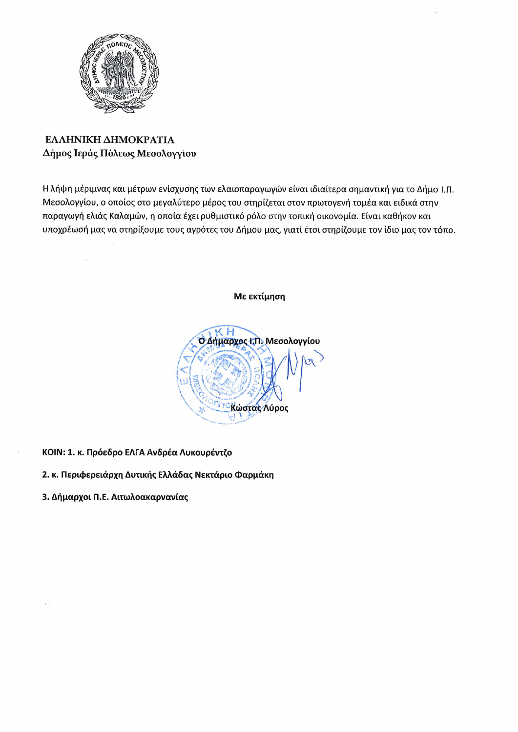**ΕΛΛΗΝΙΚΗ ΔΗΜΟΚΡΑΤΙΑ**
**Δήμος Ιεράς Πόλεως Μεσολογγίου**

Η λήψη μέριμνας και μέτρων ενίσχυσης των ελαιοπαραγωγών είναι ιδιαίτερα σημαντική για το Δήμο Ι.Π. Μεσολογγίου, ο οποίος στο μεγαλύτερο μέρος του στηρίζεται στον πρωτογενή τομέα και ειδικά στην παραγωγή ελιάς Καλαμών, η οποία έχει ρυθμιστικό ρόλο στην τοπική οικονομία. Είναι καθήκον και υποχρέωσή μας να στηρίξουμε τους αγρότες του Δήμου μας, γιατί έτσι στηρίζουμε τον ίδιο μας τον τόπο.

**Με εκτίμηση**

**Ο Δήμαρχος Ι.Π. Μεσολογγίου**

**Κώστας Λύρος**

**ΚΟΙΝ: 1. κ. Πρόεδρο ΕΛΓΑ Ανδρέα Λυκουρέντζο**

**2. κ. Περιφερειάρχη Δυτικής Ελλάδας Νεκτάριο Φαρμάκη**

**3. Δήμαρχοι Π.Ε. Αιτωλοακαρνανίας**